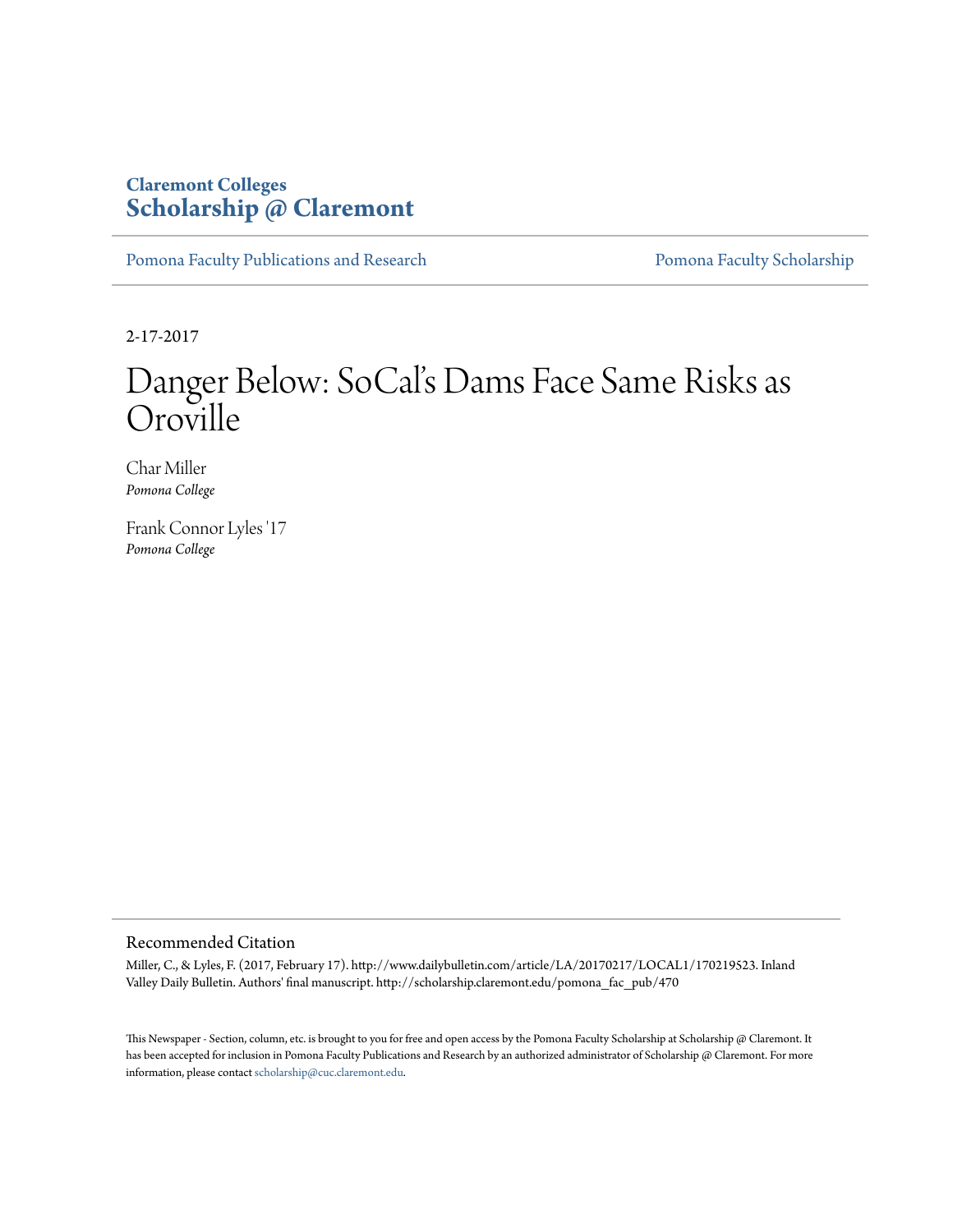Claremont Colleges
**Scholarship @ Claremont**

Pomona Faculty Publications and Research | Pomona Faculty Scholarship

2-17-2017

# Danger Below: SoCal's Dams Face Same Risks as Oroville

Char Miller
*Pomona College*

Frank Connor Lyles '17
*Pomona College*

## Recommended Citation

Miller, C., & Lyles, F. (2017, February 17). http://www.dailybulletin.com/article/LA/20170217/LOCAL1/170219523. Inland Valley Daily Bulletin. Authors' final manuscript. http://scholarship.claremont.edu/pomona_fac_pub/470

This Newspaper - Section, column, etc. is brought to you for free and open access by the Pomona Faculty Scholarship at Scholarship @ Claremont. It has been accepted for inclusion in Pomona Faculty Publications and Research by an authorized administrator of Scholarship @ Claremont. For more information, please contact scholarship@cuc.claremont.edu.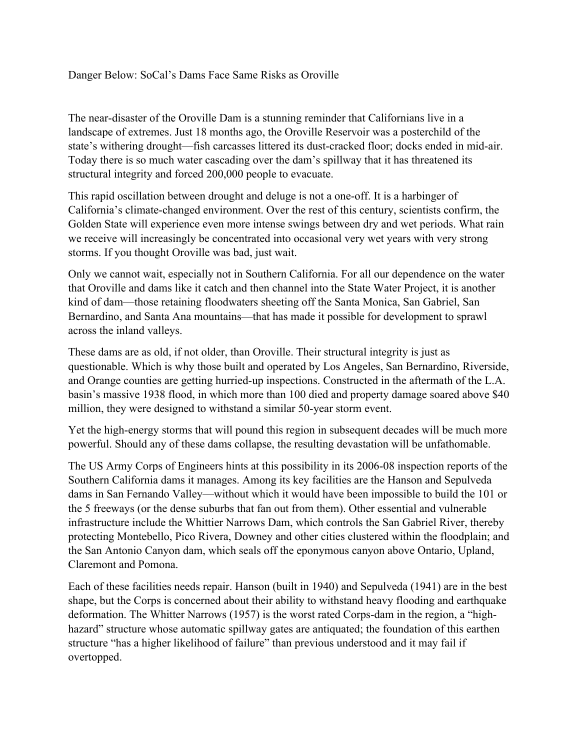Danger Below: SoCal's Dams Face Same Risks as Oroville

The near-disaster of the Oroville Dam is a stunning reminder that Californians live in a landscape of extremes. Just 18 months ago, the Oroville Reservoir was a posterchild of the state's withering drought—fish carcasses littered its dust-cracked floor; docks ended in mid-air. Today there is so much water cascading over the dam's spillway that it has threatened its structural integrity and forced 200,000 people to evacuate.

This rapid oscillation between drought and deluge is not a one-off. It is a harbinger of California's climate-changed environment. Over the rest of this century, scientists confirm, the Golden State will experience even more intense swings between dry and wet periods. What rain we receive will increasingly be concentrated into occasional very wet years with very strong storms. If you thought Oroville was bad, just wait.

Only we cannot wait, especially not in Southern California. For all our dependence on the water that Oroville and dams like it catch and then channel into the State Water Project, it is another kind of dam—those retaining floodwaters sheeting off the Santa Monica, San Gabriel, San Bernardino, and Santa Ana mountains—that has made it possible for development to sprawl across the inland valleys.

These dams are as old, if not older, than Oroville. Their structural integrity is just as questionable. Which is why those built and operated by Los Angeles, San Bernardino, Riverside, and Orange counties are getting hurried-up inspections. Constructed in the aftermath of the L.A. basin's massive 1938 flood, in which more than 100 died and property damage soared above $40 million, they were designed to withstand a similar 50-year storm event.

Yet the high-energy storms that will pound this region in subsequent decades will be much more powerful. Should any of these dams collapse, the resulting devastation will be unfathomable.

The US Army Corps of Engineers hints at this possibility in its 2006-08 inspection reports of the Southern California dams it manages. Among its key facilities are the Hanson and Sepulveda dams in San Fernando Valley—without which it would have been impossible to build the 101 or the 5 freeways (or the dense suburbs that fan out from them). Other essential and vulnerable infrastructure include the Whittier Narrows Dam, which controls the San Gabriel River, thereby protecting Montebello, Pico Rivera, Downey and other cities clustered within the floodplain; and the San Antonio Canyon dam, which seals off the eponymous canyon above Ontario, Upland, Claremont and Pomona.

Each of these facilities needs repair. Hanson (built in 1940) and Sepulveda (1941) are in the best shape, but the Corps is concerned about their ability to withstand heavy flooding and earthquake deformation. The Whitter Narrows (1957) is the worst rated Corps-dam in the region, a "high-hazard" structure whose automatic spillway gates are antiquated; the foundation of this earthen structure "has a higher likelihood of failure" than previous understood and it may fail if overtopped.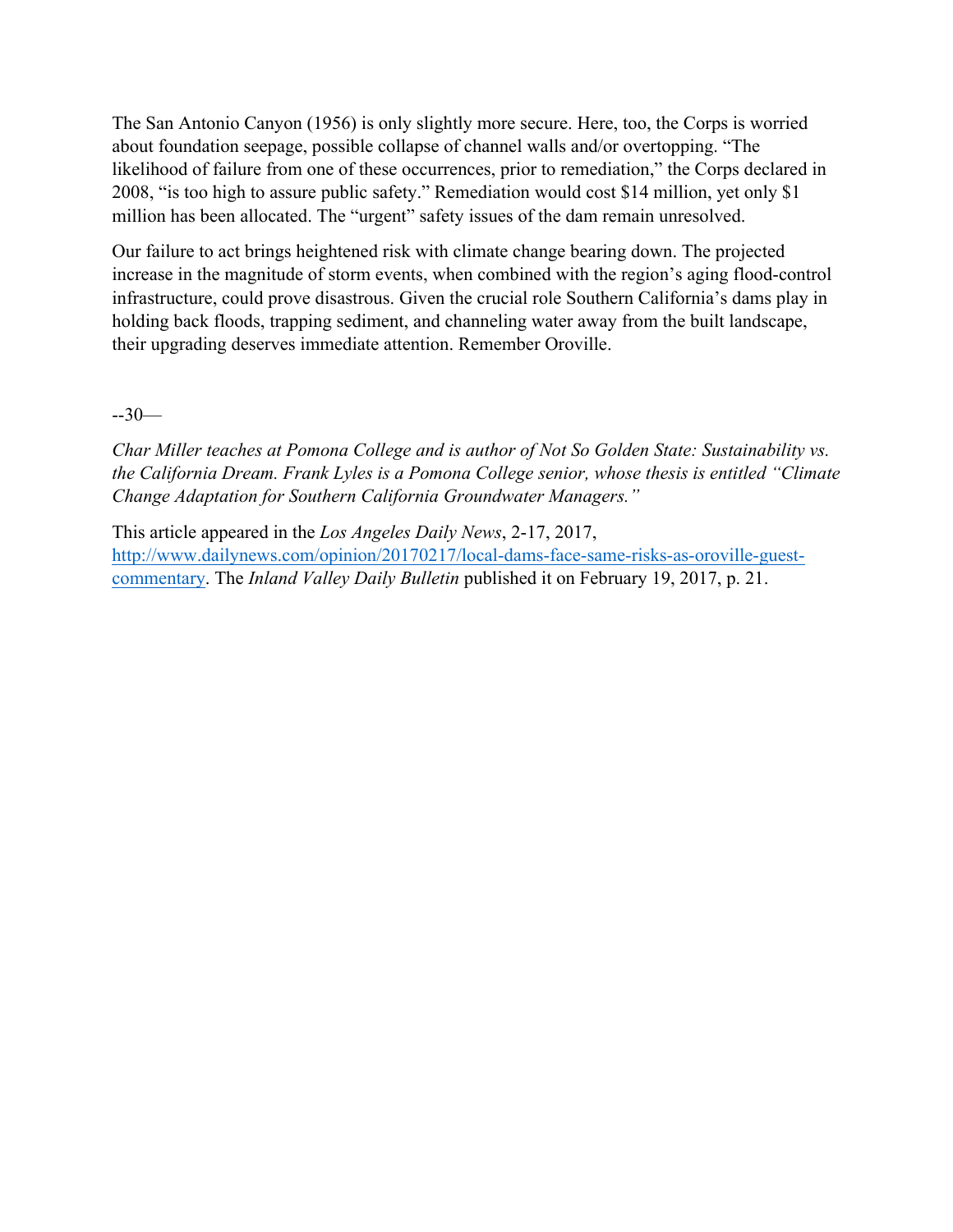The San Antonio Canyon (1956) is only slightly more secure. Here, too, the Corps is worried about foundation seepage, possible collapse of channel walls and/or overtopping. "The likelihood of failure from one of these occurrences, prior to remediation," the Corps declared in 2008, "is too high to assure public safety." Remediation would cost $14 million, yet only $1 million has been allocated. The "urgent" safety issues of the dam remain unresolved.

Our failure to act brings heightened risk with climate change bearing down. The projected increase in the magnitude of storm events, when combined with the region's aging flood-control infrastructure, could prove disastrous. Given the crucial role Southern California's dams play in holding back floods, trapping sediment, and channeling water away from the built landscape, their upgrading deserves immediate attention. Remember Oroville.

--30—

*Char Miller teaches at Pomona College and is author of Not So Golden State: Sustainability vs. the California Dream. Frank Lyles is a Pomona College senior, whose thesis is entitled "Climate Change Adaptation for Southern California Groundwater Managers."*

This article appeared in the *Los Angeles Daily News*, 2-17, 2017, http://www.dailynews.com/opinion/20170217/local-dams-face-same-risks-as-oroville-guest-commentary. The *Inland Valley Daily Bulletin* published it on February 19, 2017, p. 21.